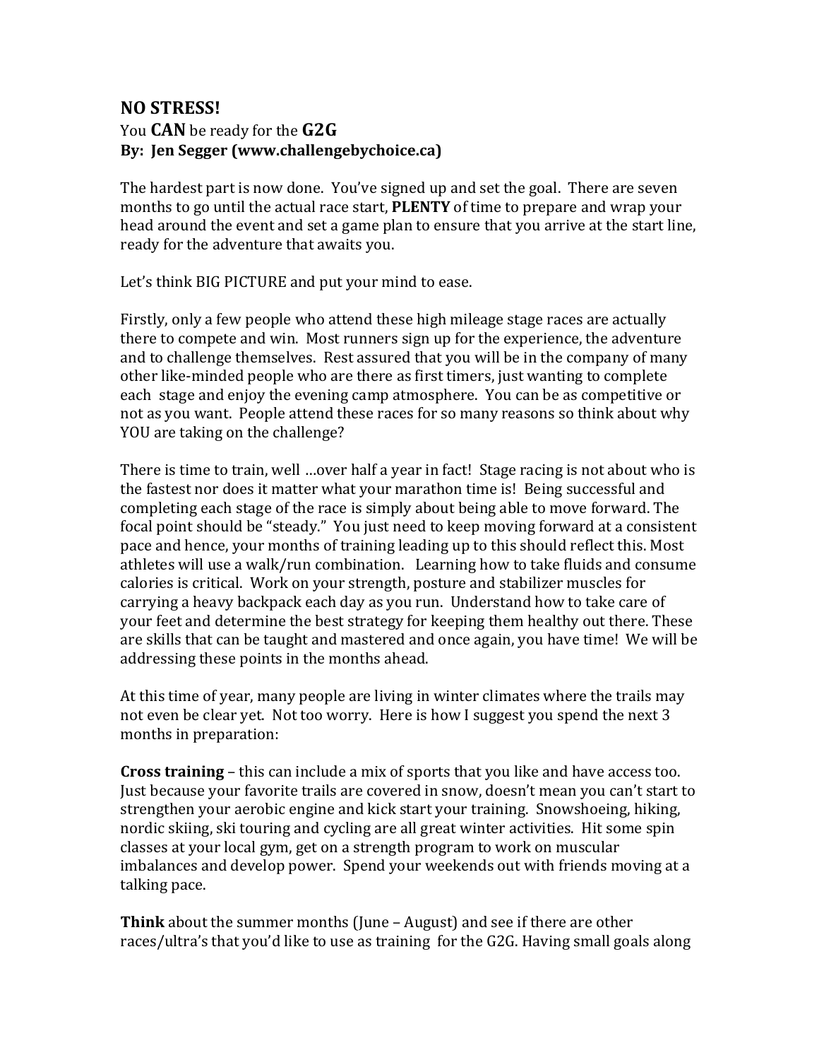## NO STRESS!

You **CAN** be ready for the **G2G**
**By: Jen Segger (www.challengebychoice.ca)**

The hardest part is now done. You've signed up and set the goal. There are seven months to go until the actual race start, **PLENTY** of time to prepare and wrap your head around the event and set a game plan to ensure that you arrive at the start line, ready for the adventure that awaits you.

Let's think BIG PICTURE and put your mind to ease.

Firstly, only a few people who attend these high mileage stage races are actually there to compete and win. Most runners sign up for the experience, the adventure and to challenge themselves. Rest assured that you will be in the company of many other like-minded people who are there as first timers, just wanting to complete each stage and enjoy the evening camp atmosphere. You can be as competitive or not as you want. People attend these races for so many reasons so think about why YOU are taking on the challenge?

There is time to train, well …over half a year in fact! Stage racing is not about who is the fastest nor does it matter what your marathon time is! Being successful and completing each stage of the race is simply about being able to move forward. The focal point should be "steady." You just need to keep moving forward at a consistent pace and hence, your months of training leading up to this should reflect this. Most athletes will use a walk/run combination. Learning how to take fluids and consume calories is critical. Work on your strength, posture and stabilizer muscles for carrying a heavy backpack each day as you run. Understand how to take care of your feet and determine the best strategy for keeping them healthy out there. These are skills that can be taught and mastered and once again, you have time! We will be addressing these points in the months ahead.

At this time of year, many people are living in winter climates where the trails may not even be clear yet. Not too worry. Here is how I suggest you spend the next 3 months in preparation:

**Cross training** – this can include a mix of sports that you like and have access too. Just because your favorite trails are covered in snow, doesn't mean you can't start to strengthen your aerobic engine and kick start your training. Snowshoeing, hiking, nordic skiing, ski touring and cycling are all great winter activities. Hit some spin classes at your local gym, get on a strength program to work on muscular imbalances and develop power. Spend your weekends out with friends moving at a talking pace.

**Think** about the summer months (June – August) and see if there are other races/ultra's that you'd like to use as training for the G2G. Having small goals along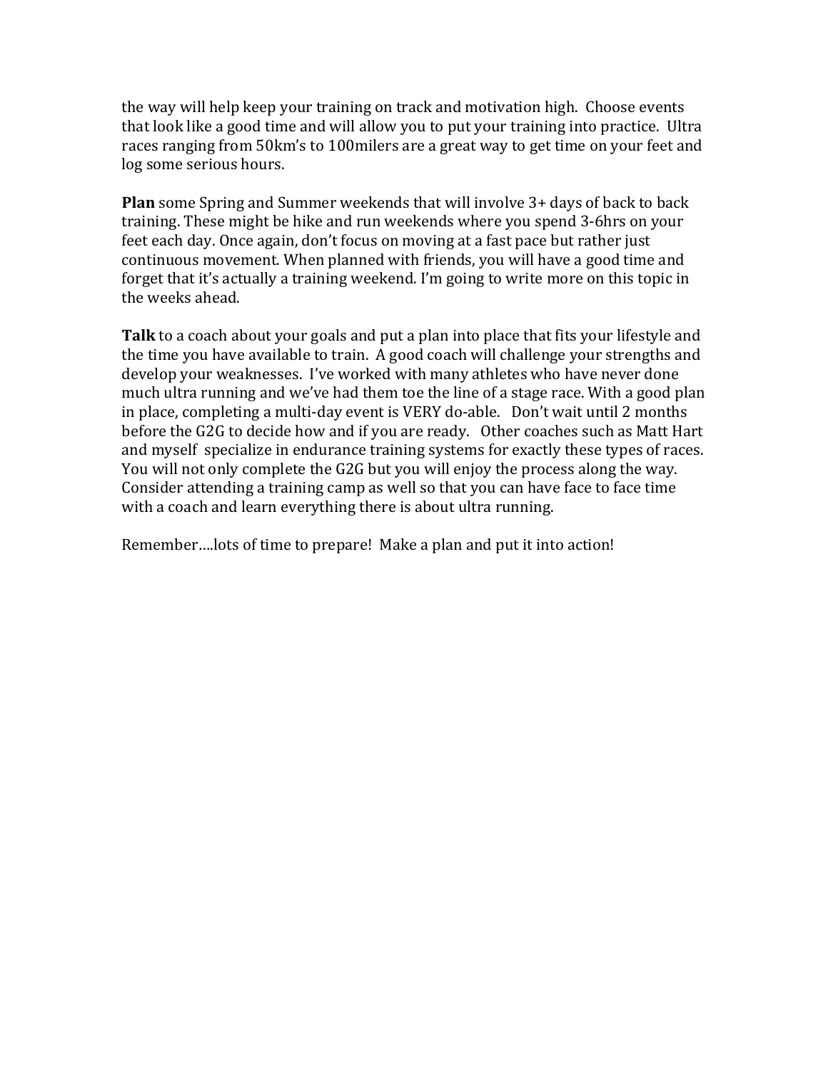the way will help keep your training on track and motivation high. Choose events that look like a good time and will allow you to put your training into practice. Ultra races ranging from 50km's to 100milers are a great way to get time on your feet and log some serious hours.

**Plan** some Spring and Summer weekends that will involve 3+ days of back to back training. These might be hike and run weekends where you spend 3-6hrs on your feet each day. Once again, don't focus on moving at a fast pace but rather just continuous movement. When planned with friends, you will have a good time and forget that it's actually a training weekend. I'm going to write more on this topic in the weeks ahead.

**Talk** to a coach about your goals and put a plan into place that fits your lifestyle and the time you have available to train. A good coach will challenge your strengths and develop your weaknesses. I've worked with many athletes who have never done much ultra running and we've had them toe the line of a stage race. With a good plan in place, completing a multi-day event is VERY do-able. Don't wait until 2 months before the G2G to decide how and if you are ready. Other coaches such as Matt Hart and myself specialize in endurance training systems for exactly these types of races. You will not only complete the G2G but you will enjoy the process along the way. Consider attending a training camp as well so that you can have face to face time with a coach and learn everything there is about ultra running.

Remember….lots of time to prepare! Make a plan and put it into action!